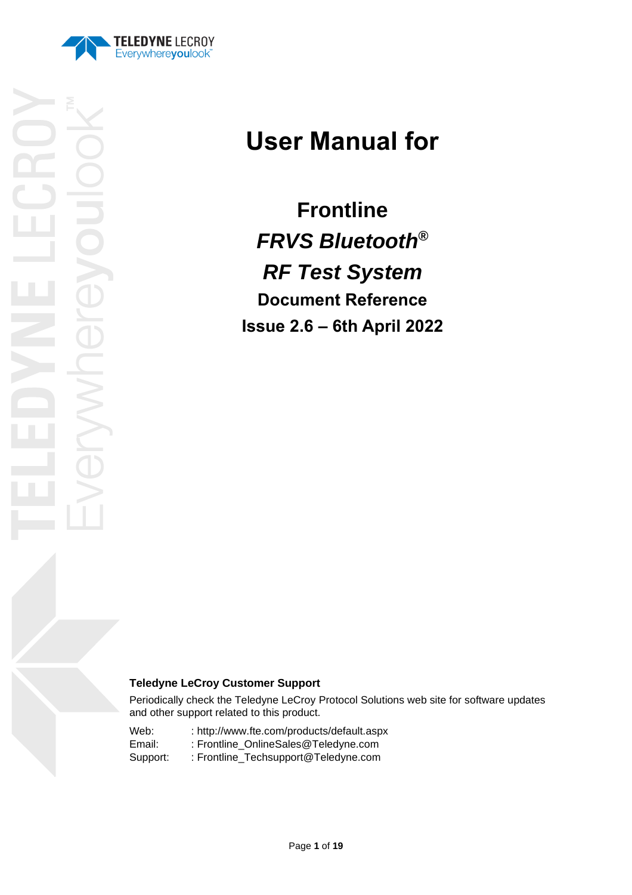# User Manual for

## Frontline

## *FRVS Bluetooth®*

## *RF Test System*

### Document Reference

### Issue 2.6 – 6th April 2022

**Teledyne LeCroy Customer Support**

Periodically check the Teledyne LeCroy Protocol Solutions web site for software updates and other support related to this product.

Web: : http://www.fte.com/products/default.aspx
Email: : Frontline_OnlineSales@Teledyne.com
Support: : Frontline_Techsupport@Teledyne.com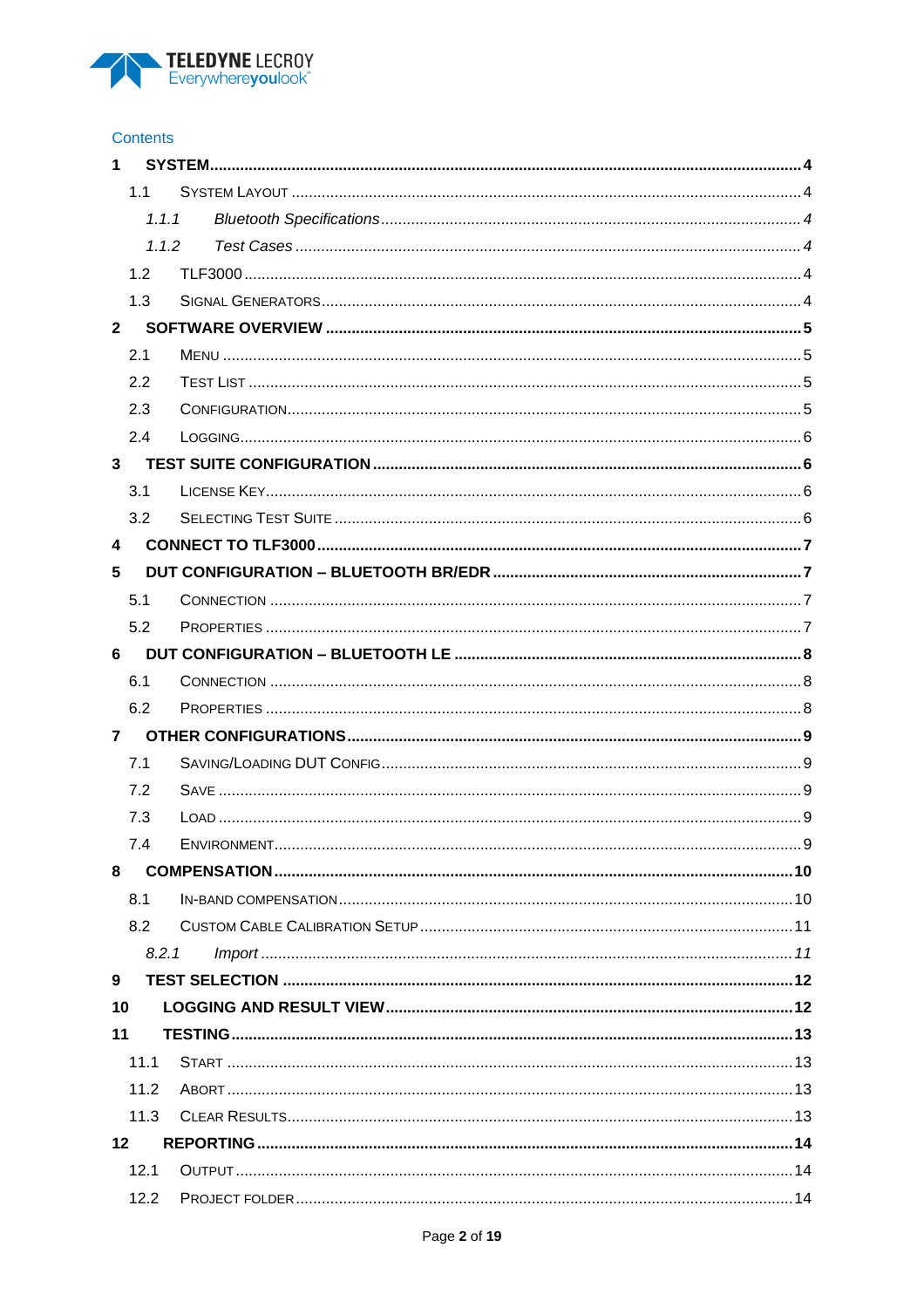Contents

**1 SYSTEM....................................................................................................................................................4**

1.1 SYSTEM LAYOUT .............................................................................................................................4

*1.1.1 Bluetooth Specifications ...................................................................................................4*

*1.1.2 Test Cases .......................................................................................................................4*

1.2 TLF3000 ............................................................................................................................................4

1.3 SIGNAL GENERATORS.......................................................................................................................4

**2 SOFTWARE OVERVIEW .....................................................................................................................5**

2.1 MENU ................................................................................................................................................5

2.2 TEST LIST ..........................................................................................................................................5

2.3 CONFIGURATION................................................................................................................................5

2.4 LOGGING...........................................................................................................................................6

**3 TEST SUITE CONFIGURATION ..........................................................................................................6**

3.1 LICENSE KEY......................................................................................................................................6

3.2 SELECTING TEST SUITE .....................................................................................................................6

**4 CONNECT TO TLF3000 .......................................................................................................................7**

**5 DUT CONFIGURATION – BLUETOOTH BR/EDR ...............................................................................7**

5.1 CONNECTION ....................................................................................................................................7

5.2 PROPERTIES .....................................................................................................................................7

**6 DUT CONFIGURATION – BLUETOOTH LE .........................................................................................8**

6.1 CONNECTION ....................................................................................................................................8

6.2 PROPERTIES .....................................................................................................................................8

**7 OTHER CONFIGURATIONS.................................................................................................................9**

7.1 SAVING/LOADING DUT CONFIG..........................................................................................................9

7.2 SAVE .................................................................................................................................................9

7.3 LOAD .................................................................................................................................................9

7.4 ENVIRONMENT...................................................................................................................................9

**8 COMPENSATION ...............................................................................................................................10**

8.1 IN-BAND COMPENSATION.................................................................................................................10

8.2 CUSTOM CABLE CALIBRATION SETUP ...............................................................................................11

*8.2.1 Import ...............................................................................................................................11*

**9 TEST SELECTION ..............................................................................................................................12**

**10 LOGGING AND RESULT VIEW .........................................................................................................12**

**11 TESTING ............................................................................................................................................13**

11.1 START .............................................................................................................................................13

11.2 ABORT ............................................................................................................................................13

11.3 CLEAR RESULTS..............................................................................................................................13

**12 REPORTING .......................................................................................................................................14**

12.1 OUTPUT ..........................................................................................................................................14

12.2 PROJECT FOLDER ............................................................................................................................14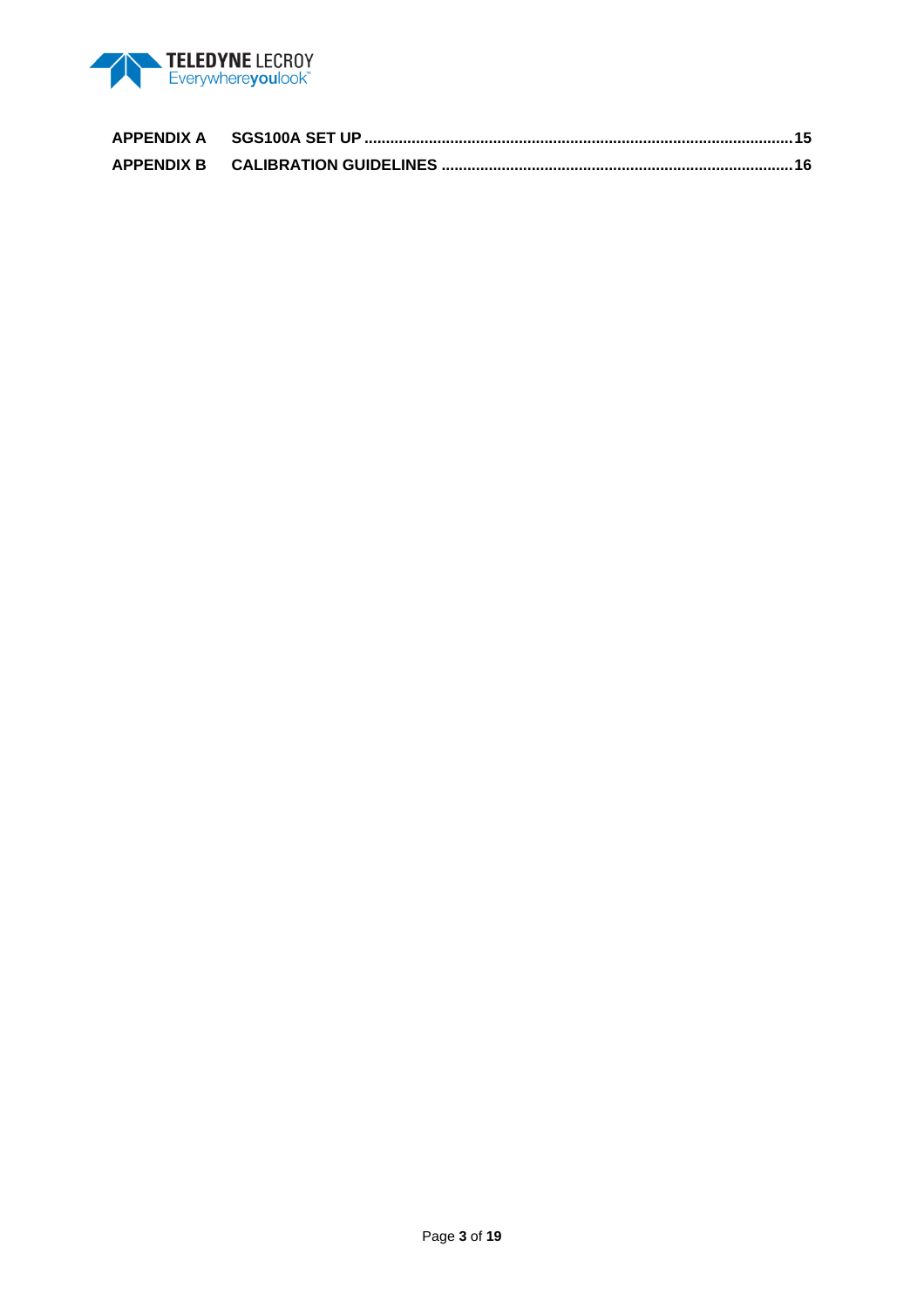**APPENDIX A SGS100A SET UP** .......................................................................................... **15**

**APPENDIX B CALIBRATION GUIDELINES** .......................................................................... **16**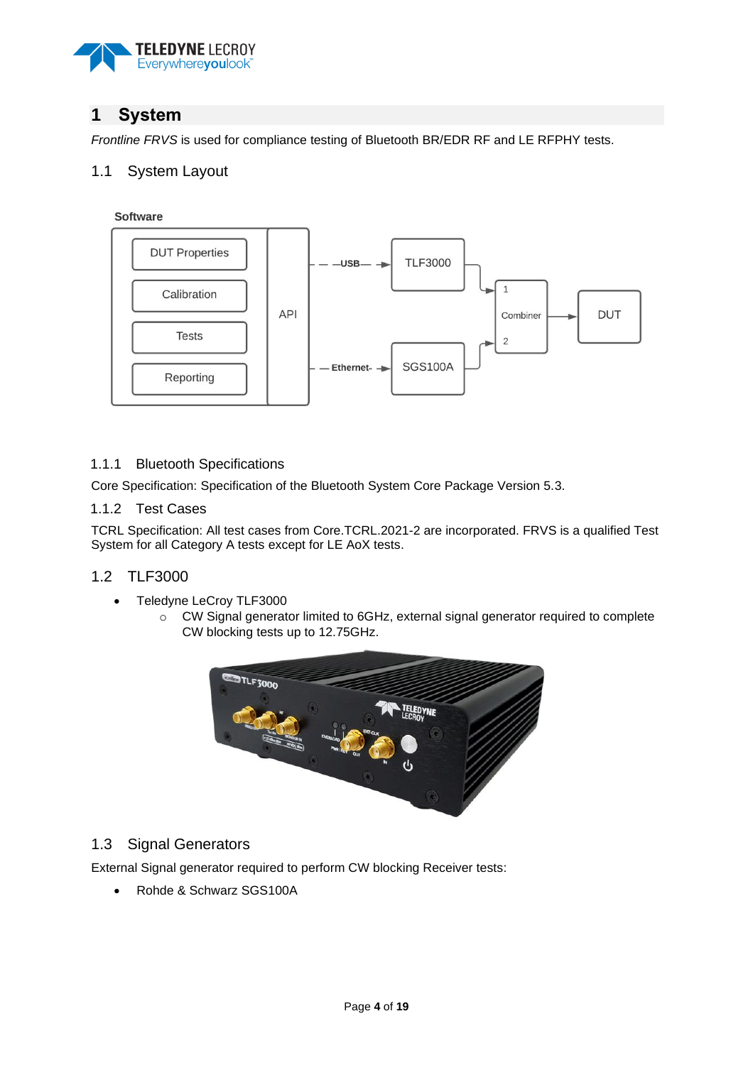# 1 System

*Frontline FRVS* is used for compliance testing of Bluetooth BR/EDR RF and LE RFPHY tests.

## 1.1 System Layout

### 1.1.1 Bluetooth Specifications

Core Specification: Specification of the Bluetooth System Core Package Version 5.3.

### 1.1.2 Test Cases

TCRL Specification: All test cases from Core.TCRL.2021-2 are incorporated. FRVS is a qualified Test System for all Category A tests except for LE AoX tests.

## 1.2 TLF3000

- Teledyne LeCroy TLF3000
    - CW Signal generator limited to 6GHz, external signal generator required to complete CW blocking tests up to 12.75GHz.

## 1.3 Signal Generators

External Signal generator required to perform CW blocking Receiver tests:

- Rohde & Schwarz SGS100A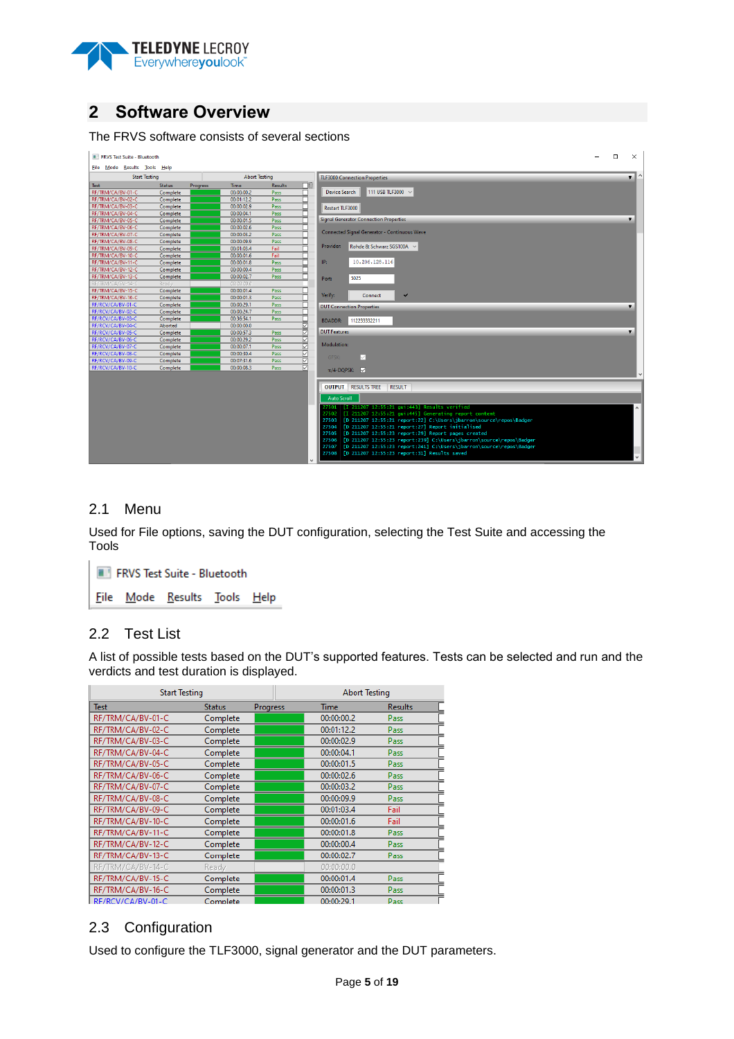# 2 Software Overview

The FRVS software consists of several sections

## 2.1 Menu

Used for File options, saving the DUT configuration, selecting the Test Suite and accessing the Tools

FRVS Test Suite - Bluetooth

File Mode Results Tools Help

## 2.2 Test List

A list of possible tests based on the DUT's supported features. Tests can be selected and run and the verdicts and test duration is displayed.

| Test | Status | Progress | Time | Results |
|---|---|---|---|---|
| RF/TRM/CA/BV-01-C | Complete | | 00:00:00.2 | Pass |
| RF/TRM/CA/BV-02-C | Complete | | 00:01:12.2 | Pass |
| RF/TRM/CA/BV-03-C | Complete | | 00:00:02.9 | Pass |
| RF/TRM/CA/BV-04-C | Complete | | 00:00:04.1 | Pass |
| RF/TRM/CA/BV-05-C | Complete | | 00:00:01.5 | Pass |
| RF/TRM/CA/BV-06-C | Complete | | 00:00:02.6 | Pass |
| RF/TRM/CA/BV-07-C | Complete | | 00:00:03.2 | Pass |
| RF/TRM/CA/BV-08-C | Complete | | 00:00:09.9 | Pass |
| RF/TRM/CA/BV-09-C | Complete | | 00:01:03.4 | Fail |
| RF/TRM/CA/BV-10-C | Complete | | 00:00:01.6 | Fail |
| RF/TRM/CA/BV-11-C | Complete | | 00:00:01.8 | Pass |
| RF/TRM/CA/BV-12-C | Complete | | 00:00:00.4 | Pass |
| RF/TRM/CA/BV-13-C | Complete | | 00:00:02.7 | Pass |
| RF/TRM/CA/BV-14-C | Ready | | 00:00:00.0 | |
| RF/TRM/CA/BV-15-C | Complete | | 00:00:01.4 | Pass |
| RF/TRM/CA/BV-16-C | Complete | | 00:00:01.3 | Pass |
| RF/RCV/CA/BV-01-C | Complete | | 00:00:29.1 | Pass |

## 2.3 Configuration

Used to configure the TLF3000, signal generator and the DUT parameters.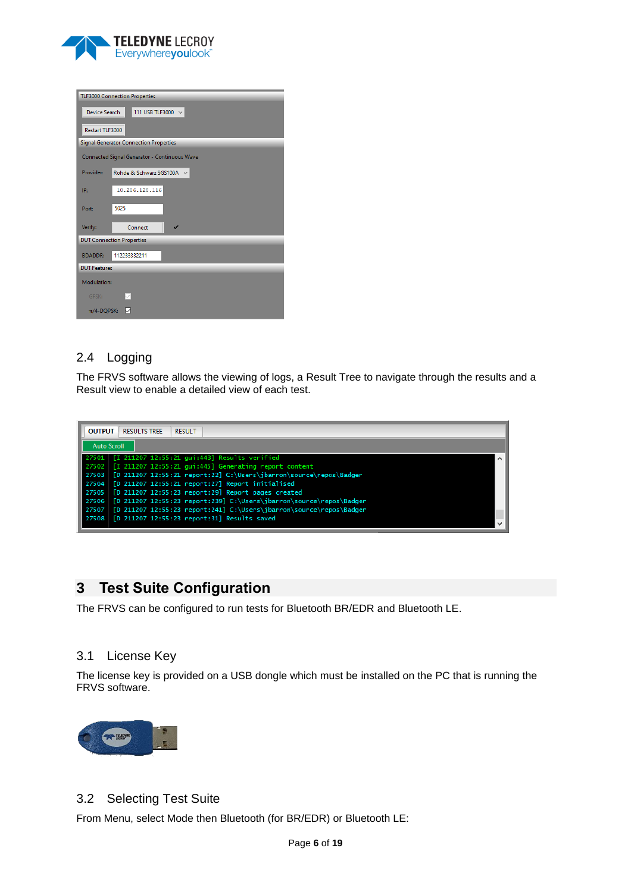## 2.4 Logging

The FRVS software allows the viewing of logs, a Result Tree to navigate through the results and a Result view to enable a detailed view of each test.

# 3 Test Suite Configuration

The FRVS can be configured to run tests for Bluetooth BR/EDR and Bluetooth LE.

## 3.1 License Key

The license key is provided on a USB dongle which must be installed on the PC that is running the FRVS software.

## 3.2 Selecting Test Suite

From Menu, select Mode then Bluetooth (for BR/EDR) or Bluetooth LE: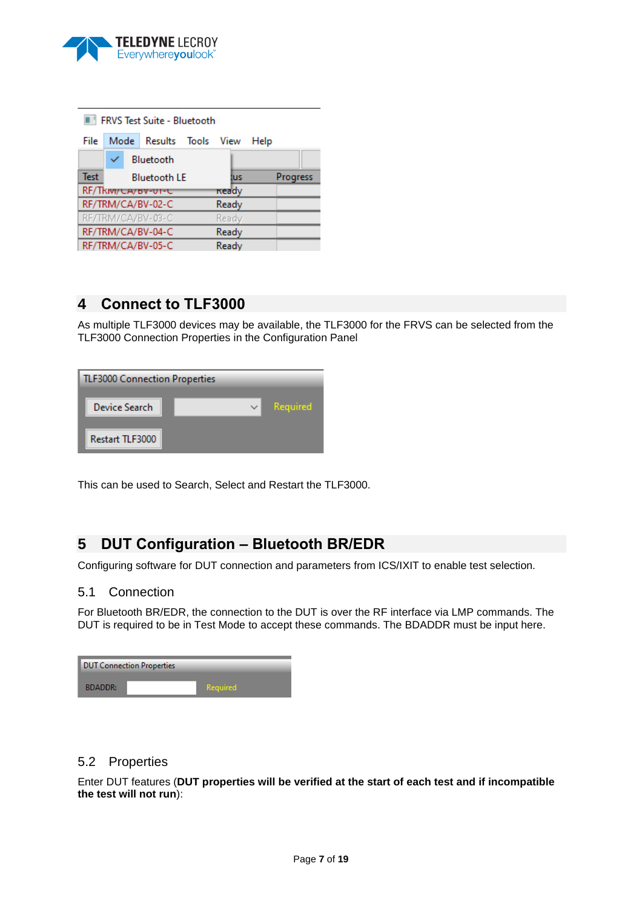## 4 Connect to TLF3000

As multiple TLF3000 devices may be available, the TLF3000 for the FRVS can be selected from the TLF3000 Connection Properties in the Configuration Panel

This can be used to Search, Select and Restart the TLF3000.

## 5 DUT Configuration – Bluetooth BR/EDR

Configuring software for DUT connection and parameters from ICS/IXIT to enable test selection.

### 5.1 Connection

For Bluetooth BR/EDR, the connection to the DUT is over the RF interface via LMP commands. The DUT is required to be in Test Mode to accept these commands. The BDADDR must be input here.

### 5.2 Properties

Enter DUT features (**DUT properties will be verified at the start of each test and if incompatible the test will not run**):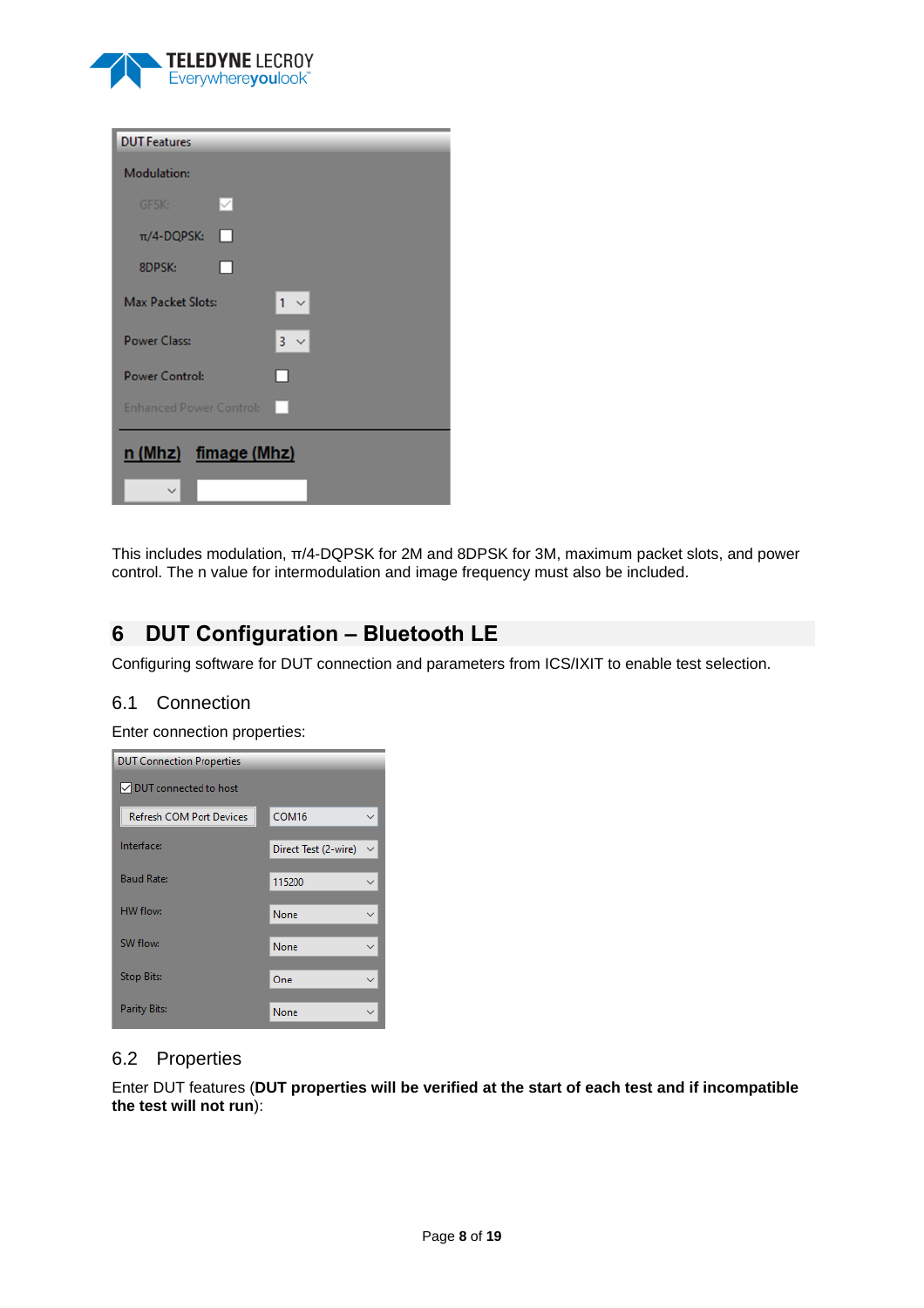This includes modulation, π/4-DQPSK for 2M and 8DPSK for 3M, maximum packet slots, and power control. The n value for intermodulation and image frequency must also be included.

# 6 DUT Configuration – Bluetooth LE

Configuring software for DUT connection and parameters from ICS/IXIT to enable test selection.

## 6.1 Connection

Enter connection properties:

## 6.2 Properties

Enter DUT features (**DUT properties will be verified at the start of each test and if incompatible the test will not run**):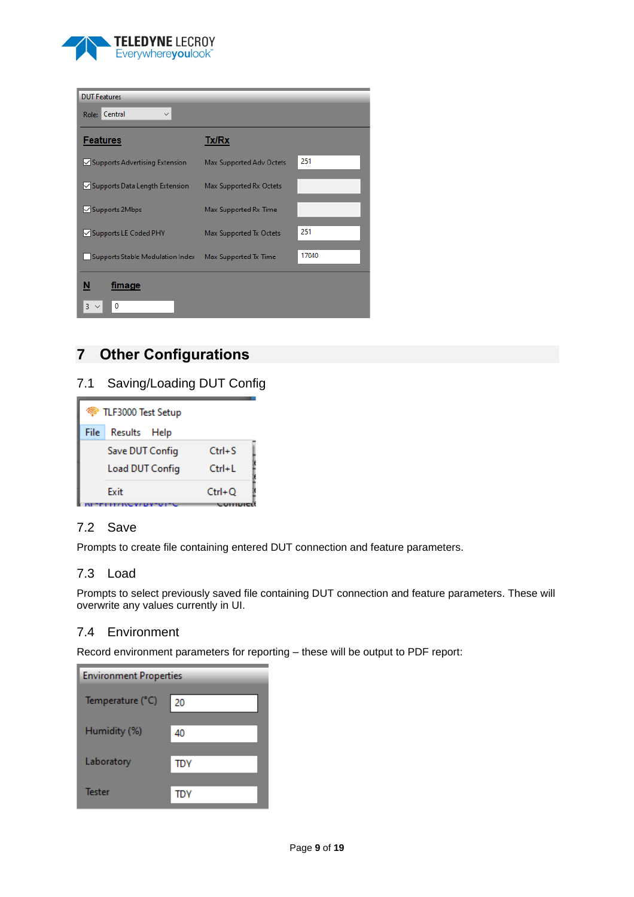DUT Features

Role: Central

| Features | Tx/Rx | |
|---|---|---|
| ☑ Supports Advertising Extension | Max Supported Adv Octets | 251 |
| ☑ Supports Data Length Extension | Max Supported Rx Octets | |
| ☑ Supports 2Mbps | Max Supported Rx Time | |
| ☑ Supports LE Coded PHY | Max Supported Tx Octets | 251 |
| ☐ Supports Stable Modulation Index | Max Supported Tx Time | 17040 |

| N | fimage |
|---|---|
| 3 | 0 |

# 7 Other Configurations

## 7.1 Saving/Loading DUT Config

TLF3000 Test Setup

File Results Help

| | |
|---|---|
| Save DUT Config | Ctrl+S |
| Load DUT Config | Ctrl+L |
| Exit | Ctrl+Q |

## 7.2 Save

Prompts to create file containing entered DUT connection and feature parameters.

## 7.3 Load

Prompts to select previously saved file containing DUT connection and feature parameters. These will overwrite any values currently in UI.

## 7.4 Environment

Record environment parameters for reporting – these will be output to PDF report:

Environment Properties

| | |
|---|---|
| Temperature (°C) | 20 |
| Humidity (%) | 40 |
| Laboratory | TDY |
| Tester | TDY |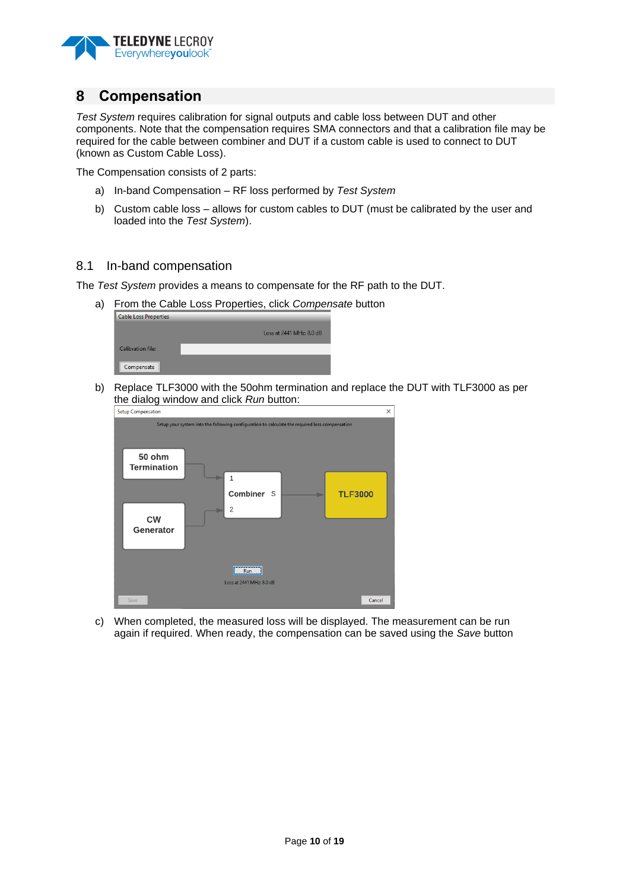# 8 Compensation

*Test System* requires calibration for signal outputs and cable loss between DUT and other components. Note that the compensation requires SMA connectors and that a calibration file may be required for the cable between combiner and DUT if a custom cable is used to connect to DUT (known as Custom Cable Loss).

The Compensation consists of 2 parts:

a) In-band Compensation – RF loss performed by *Test System*

b) Custom cable loss – allows for custom cables to DUT (must be calibrated by the user and loaded into the *Test System*).

## 8.1 In-band compensation

The *Test System* provides a means to compensate for the RF path to the DUT.

a) From the Cable Loss Properties, click *Compensate* button

b) Replace TLF3000 with the 50ohm termination and replace the DUT with TLF3000 as per the dialog window and click *Run* button:

c) When completed, the measured loss will be displayed. The measurement can be run again if required. When ready, the compensation can be saved using the *Save* button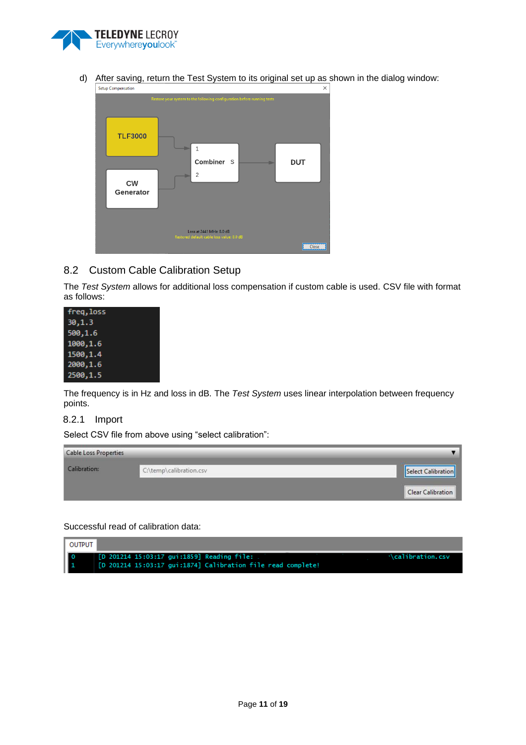d) After saving, return the Test System to its original set up as shown in the dialog window:

Setup Compensation

Restore your system to the following configuration before running tests

TLF3000

CW Generator

1 Combiner S 2

DUT

Loss at 2441 MHz: 8.0 dB
Restored default cable loss value: 8.0 dB

Close

## 8.2 Custom Cable Calibration Setup

The *Test System* allows for additional loss compensation if custom cable is used. CSV file with format as follows:

```
freq,loss
30,1.3
500,1.6
1000,1.6
1500,1.4
2000,1.6
2500,1.5
```

The frequency is in Hz and loss in dB. The *Test System* uses linear interpolation between frequency points.

### 8.2.1 Import

Select CSV file from above using "select calibration":

Cable Loss Properties

Calibration: C:\temp\calibration.csv [Select Calibration] [Clear Calibration]

Successful read of calibration data:

OUTPUT

```
0   [D 201214 15:03:17 gui:1859] Reading file: ...\calibration.csv
1   [D 201214 15:03:17 gui:1874] Calibration file read complete!
```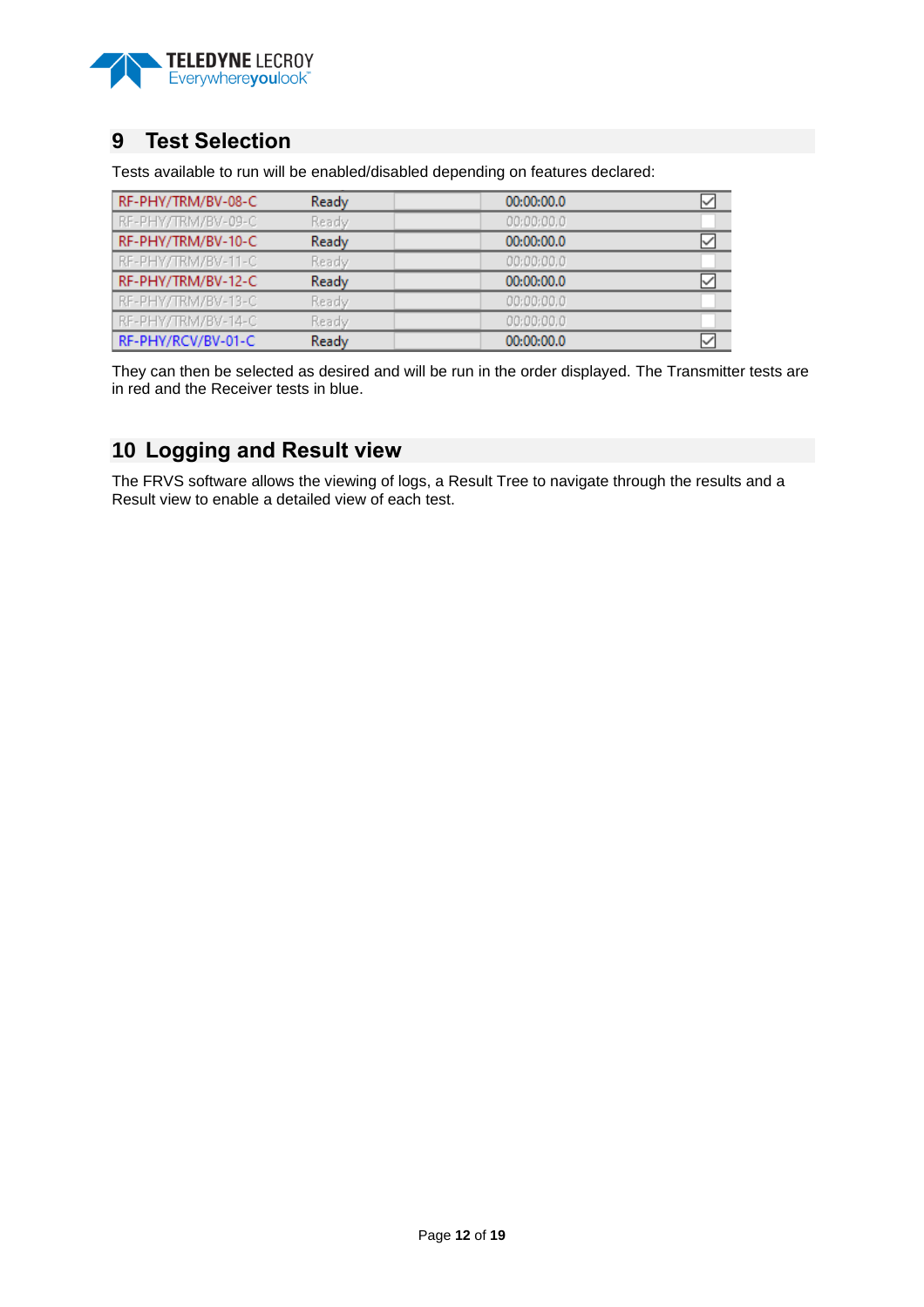## 9 Test Selection

Tests available to run will be enabled/disabled depending on features declared:

| Test | Status | | Time | Selected |
|---|---|---|---|---|
| RF-PHY/TRM/BV-08-C | Ready | | 00:00:00.0 | ☑ |
| RF-PHY/TRM/BV-09-C | Ready | | 00:00:00.0 | ☐ |
| RF-PHY/TRM/BV-10-C | Ready | | 00:00:00.0 | ☑ |
| RF-PHY/TRM/BV-11-C | Ready | | 00:00:00.0 | ☐ |
| RF-PHY/TRM/BV-12-C | Ready | | 00:00:00.0 | ☑ |
| RF-PHY/TRM/BV-13-C | Ready | | 00:00:00.0 | ☐ |
| RF-PHY/TRM/BV-14-C | Ready | | 00:00:00.0 | ☐ |
| RF-PHY/RCV/BV-01-C | Ready | | 00:00:00.0 | ☑ |

They can then be selected as desired and will be run in the order displayed. The Transmitter tests are in red and the Receiver tests in blue.

## 10 Logging and Result view

The FRVS software allows the viewing of logs, a Result Tree to navigate through the results and a Result view to enable a detailed view of each test.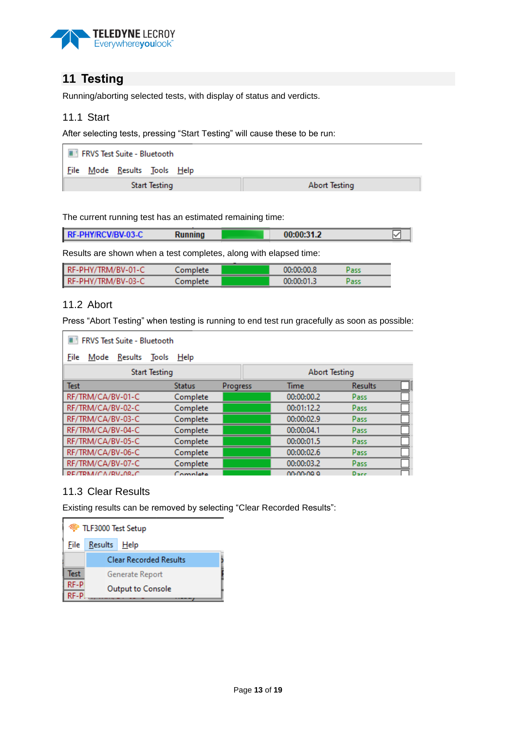# 11 Testing

Running/aborting selected tests, with display of status and verdicts.

## 11.1 Start

After selecting tests, pressing “Start Testing” will cause these to be run:

The current running test has an estimated remaining time:

Results are shown when a test completes, along with elapsed time:

## 11.2 Abort

Press “Abort Testing” when testing is running to end test run gracefully as soon as possible:

## 11.3 Clear Results

Existing results can be removed by selecting “Clear Recorded Results”: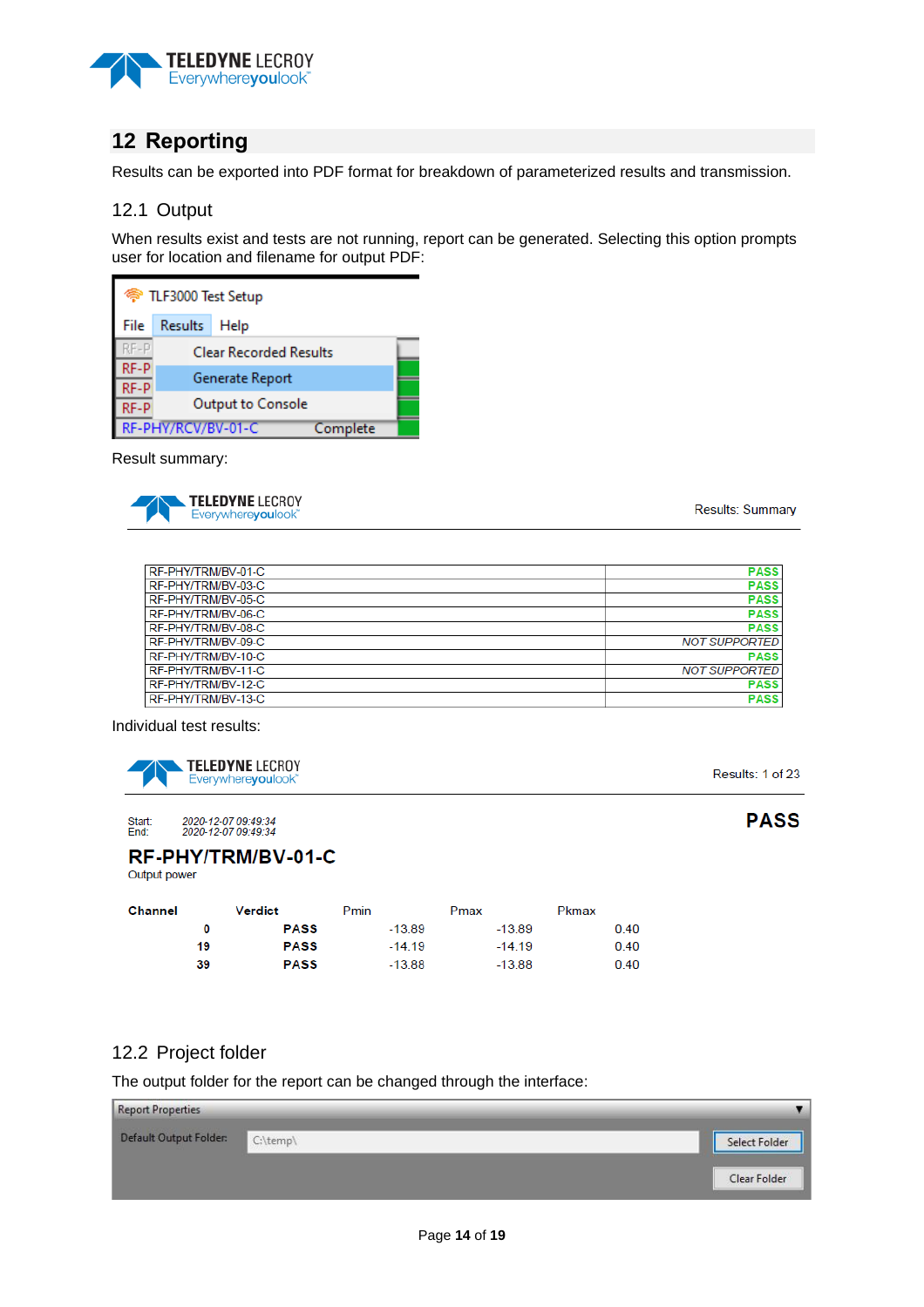## 12 Reporting

Results can be exported into PDF format for breakdown of parameterized results and transmission.

### 12.1 Output

When results exist and tests are not running, report can be generated. Selecting this option prompts user for location and filename for output PDF:

TLF3000 Test Setup

File | Results | Help

- Clear Recorded Results
- Generate Report
- Output to Console

RF-PHY/RCV/BV-01-C Complete

Result summary:

TELEDYNE LECROY Everywhereyoulook™ — Results: Summary

| Test | Result |
|---|---|
| RF-PHY/TRM/BV-01-C | PASS |
| RF-PHY/TRM/BV-03-C | PASS |
| RF-PHY/TRM/BV-05-C | PASS |
| RF-PHY/TRM/BV-06-C | PASS |
| RF-PHY/TRM/BV-08-C | PASS |
| RF-PHY/TRM/BV-09-C | *NOT SUPPORTED* |
| RF-PHY/TRM/BV-10-C | PASS |
| RF-PHY/TRM/BV-11-C | *NOT SUPPORTED* |
| RF-PHY/TRM/BV-12-C | PASS |
| RF-PHY/TRM/BV-13-C | PASS |

Individual test results:

TELEDYNE LECROY Everywhereyoulook™ — Results: 1 of 23

Start: *2020-12-07 09:49:34*
End: *2020-12-07 09:49:34*

**PASS**

**RF-PHY/TRM/BV-01-C**

Output power

| Channel | Verdict | Pmin | Pmax | Pkmax |
|---|---|---|---|---|
| 0 | PASS | -13.89 | -13.89 | 0.40 |
| 19 | PASS | -14.19 | -14.19 | 0.40 |
| 39 | PASS | -13.88 | -13.88 | 0.40 |

### 12.2 Project folder

The output folder for the report can be changed through the interface:

Report Properties

Default Output Folder: C:\temp\ [Select Folder] [Clear Folder]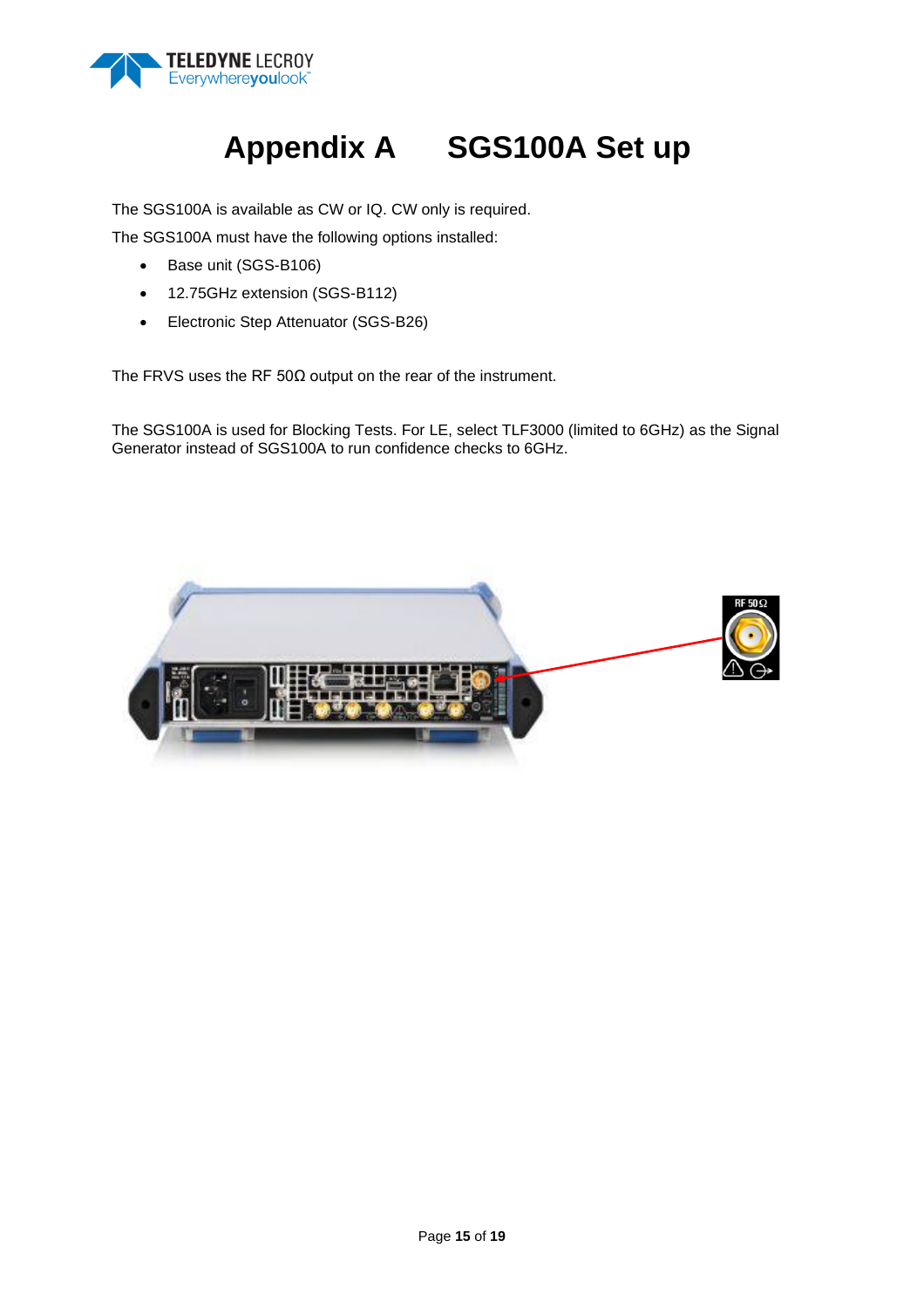# Appendix A SGS100A Set up

The SGS100A is available as CW or IQ. CW only is required.

The SGS100A must have the following options installed:

- Base unit (SGS-B106)
- 12.75GHz extension (SGS-B112)
- Electronic Step Attenuator (SGS-B26)

The FRVS uses the RF 50Ω output on the rear of the instrument.

The SGS100A is used for Blocking Tests. For LE, select TLF3000 (limited to 6GHz) as the Signal Generator instead of SGS100A to run confidence checks to 6GHz.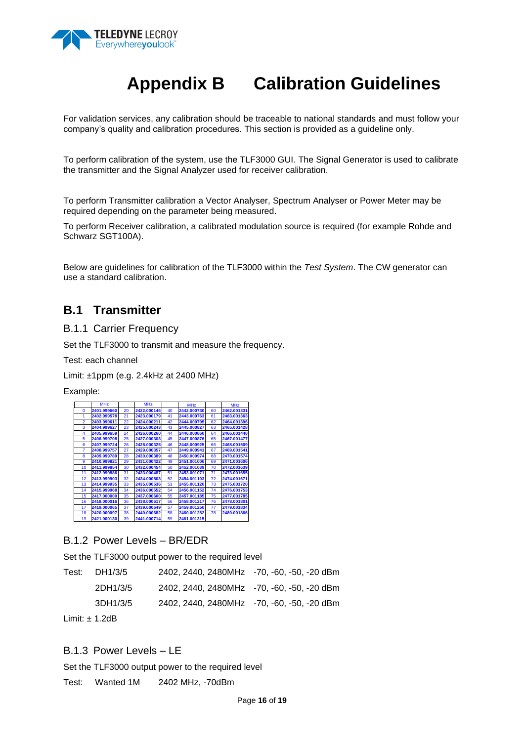# Appendix B Calibration Guidelines

For validation services, any calibration should be traceable to national standards and must follow your company's quality and calibration procedures. This section is provided as a guideline only.

To perform calibration of the system, use the TLF3000 GUI. The Signal Generator is used to calibrate the transmitter and the Signal Analyzer used for receiver calibration.

To perform Transmitter calibration a Vector Analyser, Spectrum Analyser or Power Meter may be required depending on the parameter being measured.

To perform Receiver calibration, a calibrated modulation source is required (for example Rohde and Schwarz SGT100A).

Below are guidelines for calibration of the TLF3000 within the *Test System*. The CW generator can use a standard calibration.

## B.1 Transmitter

### B.1.1 Carrier Frequency

Set the TLF3000 to transmit and measure the frequency.

Test: each channel

Limit: ±1ppm (e.g. 2.4kHz at 2400 MHz)

Example:

| | MHz | | MHz | | MHz | | MHz |
|---|---|---|---|---|---|---|---|
| 0 | 2401.999660 | 20 | 2422.000146 | 40 | 2442.000730 | 60 | 2462.001331 |
| 1 | 2402.999578 | 21 | 2423.000179 | 41 | 2443.000763 | 61 | 2463.001363 |
| 2 | 2403.999611 | 22 | 2424.000211 | 42 | 2444.000795 | 62 | 2464.001396 |
| 3 | 2404.999627 | 23 | 2425.000243 | 43 | 2445.000827 | 63 | 2465.001428 |
| 4 | 2405.999659 | 24 | 2426.000260 | 44 | 2446.000860 | 64 | 2466.001440 |
| 5 | 2406.999708 | 25 | 2427.000303 | 45 | 2447.000876 | 65 | 2467.001477 |
| 6 | 2407.999724 | 26 | 2428.000325 | 46 | 2448.000925 | 66 | 2468.001509 |
| 7 | 2408.999757 | 27 | 2429.000357 | 47 | 2449.000941 | 67 | 2469.001541 |
| 8 | 2409.999789 | 28 | 2430.000389 | 48 | 2450.000974 | 68 | 2470.001574 |
| 9 | 2410.999821 | 29 | 2431.000422 | 49 | 2451.001006 | 69 | 2471.001606 |
| 10 | 2411.999854 | 30 | 2432.000454 | 50 | 2452.001039 | 70 | 2472.001639 |
| 11 | 2412.999886 | 31 | 2433.000487 | 51 | 2453.001071 | 71 | 2473.001655 |
| 12 | 2413.999903 | 32 | 2434.000503 | 52 | 2454.001103 | 72 | 2474.001671 |
| 13 | 2414.999935 | 33 | 2435.000536 | 53 | 2455.001120 | 73 | 2475.001720 |
| 14 | 2415.999968 | 34 | 2436.000552 | 54 | 2456.001152 | 74 | 2476.001753 |
| 15 | 2417.000000 | 35 | 2437.000600 | 55 | 2457.001185 | 75 | 2477.001785 |
| 16 | 2418.000016 | 36 | 2438.000617 | 56 | 2458.001217 | 76 | 2478.001801 |
| 17 | 2419.000065 | 37 | 2439.000649 | 57 | 2459.001250 | 77 | 2479.001834 |
| 18 | 2420.000097 | 38 | 2440.000682 | 58 | 2460.001282 | 78 | 2480.001866 |
| 19 | 2421.000130 | 39 | 2441.000714 | 59 | 2461.001315 | | |

### B.1.2 Power Levels – BR/EDR

Set the TLF3000 output power to the required level

| Test: | | | |
|---|---|---|---|
| | DH1/3/5 | 2402, 2440, 2480MHz | -70, -60, -50, -20 dBm |
| | 2DH1/3/5 | 2402, 2440, 2480MHz | -70, -60, -50, -20 dBm |
| | 3DH1/3/5 | 2402, 2440, 2480MHz | -70, -60, -50, -20 dBm |

Limit: ± 1.2dB

### B.1.3 Power Levels – LE

Set the TLF3000 output power to the required level

Test: Wanted 1M 2402 MHz, -70dBm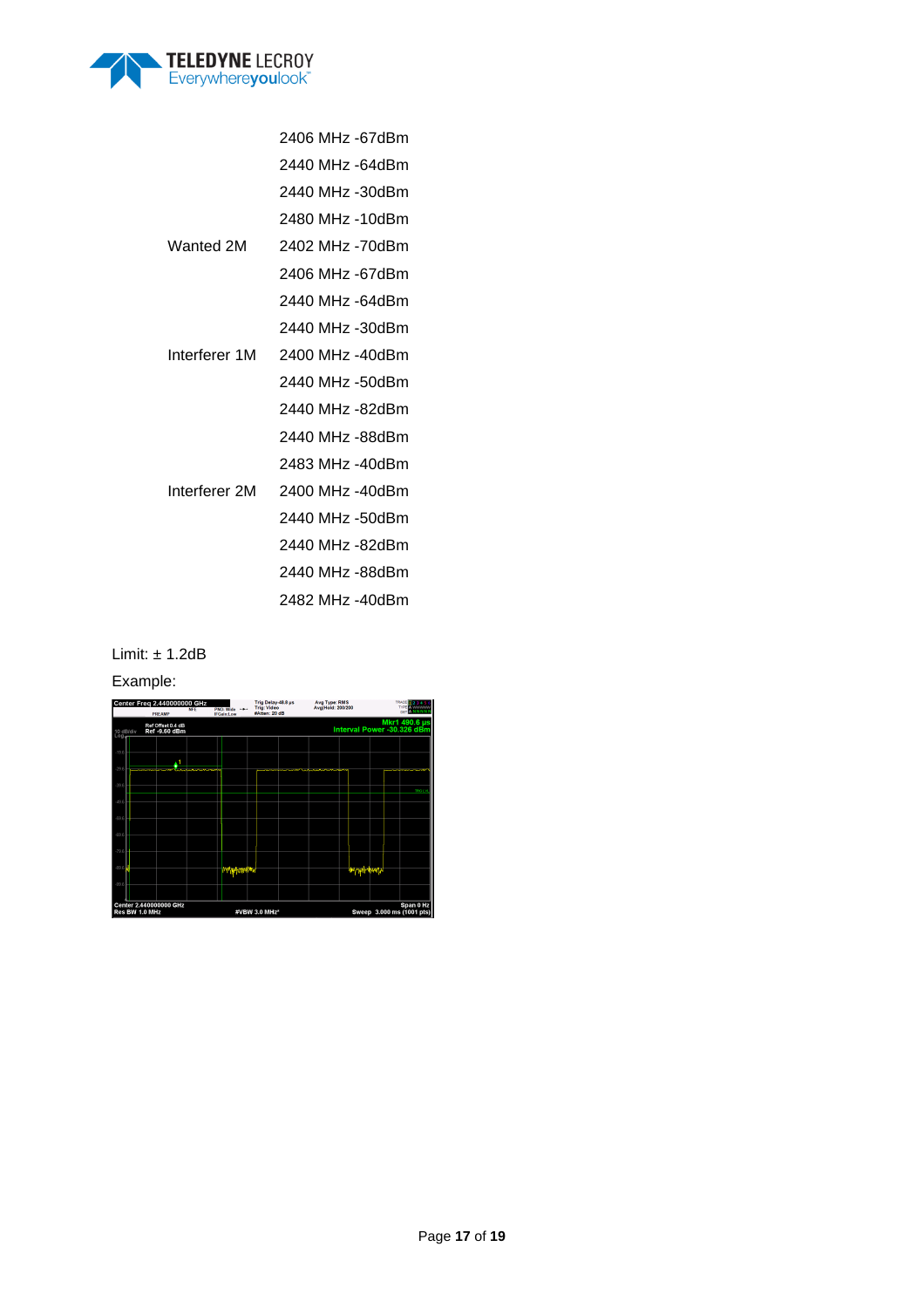| | |
|---|---|
| | 2406 MHz -67dBm |
| | 2440 MHz -64dBm |
| | 2440 MHz -30dBm |
| | 2480 MHz -10dBm |
| Wanted 2M | 2402 MHz -70dBm |
| | 2406 MHz -67dBm |
| | 2440 MHz -64dBm |
| | 2440 MHz -30dBm |
| Interferer 1M | 2400 MHz -40dBm |
| | 2440 MHz -50dBm |
| | 2440 MHz -82dBm |
| | 2440 MHz -88dBm |
| | 2483 MHz -40dBm |
| Interferer 2M | 2400 MHz -40dBm |
| | 2440 MHz -50dBm |
| | 2440 MHz -82dBm |
| | 2440 MHz -88dBm |
| | 2482 MHz -40dBm |

Limit: ± 1.2dB

Example: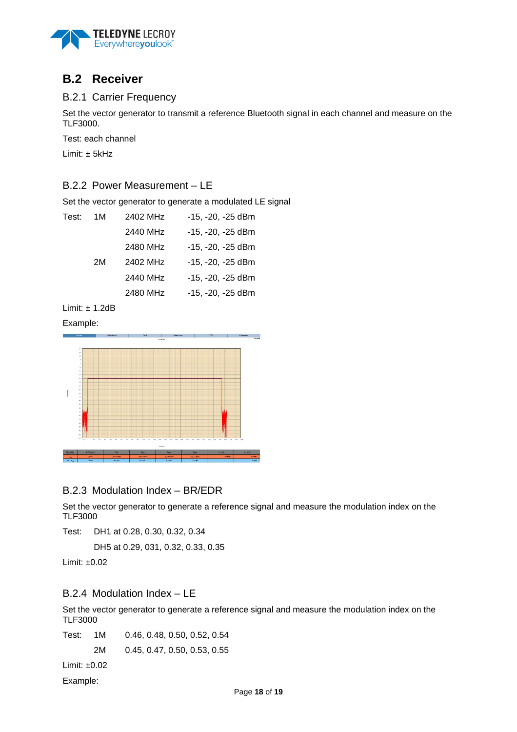## B.2 Receiver

### B.2.1 Carrier Frequency

Set the vector generator to transmit a reference Bluetooth signal in each channel and measure on the TLF3000.

Test: each channel

Limit: ± 5kHz

### B.2.2 Power Measurement – LE

Set the vector generator to generate a modulated LE signal

| Test: | 1M | 2402 MHz | -15, -20, -25 dBm |
|---|---|---|---|
| | | 2440 MHz | -15, -20, -25 dBm |
| | | 2480 MHz | -15, -20, -25 dBm |
| | 2M | 2402 MHz | -15, -20, -25 dBm |
| | | 2440 MHz | -15, -20, -25 dBm |
| | | 2480 MHz | -15, -20, -25 dBm |

Limit: ± 1.2dB

Example:

### B.2.3 Modulation Index – BR/EDR

Set the vector generator to generate a reference signal and measure the modulation index on the TLF3000

Test: DH1 at 0.28, 0.30, 0.32, 0.34

DH5 at 0.29, 031, 0.32, 0.33, 0.35

Limit: ±0.02

### B.2.4 Modulation Index – LE

Set the vector generator to generate a reference signal and measure the modulation index on the TLF3000

| Test: | 1M | 0.46, 0.48, 0.50, 0.52, 0.54 |
|---|---|---|
| | 2M | 0.45, 0.47, 0.50, 0.53, 0.55 |

Limit: ±0.02

Example: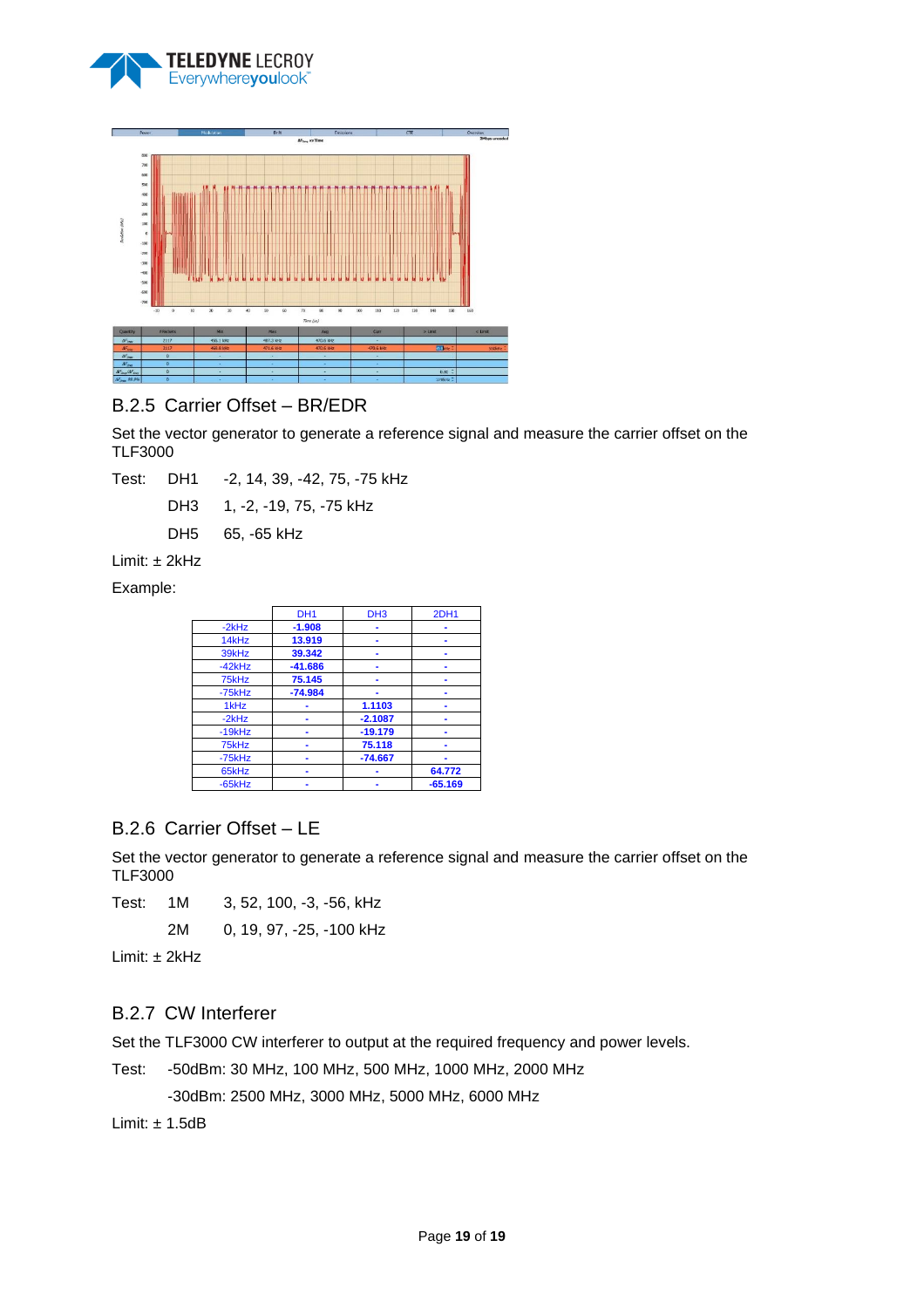## B.2.5 Carrier Offset – BR/EDR

Set the vector generator to generate a reference signal and measure the carrier offset on the TLF3000

Test: DH1 -2, 14, 39, -42, 75, -75 kHz

DH3 1, -2, -19, 75, -75 kHz

DH5 65, -65 kHz

Limit: ± 2kHz

Example:

| | DH1 | DH3 | 2DH1 |
|---|---|---|---|
| -2kHz | **-1.908** | - | - |
| 14kHz | **13.919** | - | - |
| 39kHz | **39.342** | - | - |
| -42kHz | **-41.686** | - | - |
| 75kHz | **75.145** | - | - |
| -75kHz | **-74.984** | - | - |
| 1kHz | - | **1.1103** | - |
| -2kHz | - | **-2.1087** | - |
| -19kHz | - | **-19.179** | - |
| 75kHz | - | **75.118** | - |
| -75kHz | - | **-74.667** | - |
| 65kHz | - | - | **64.772** |
| -65kHz | - | - | **-65.169** |

## B.2.6 Carrier Offset – LE

Set the vector generator to generate a reference signal and measure the carrier offset on the TLF3000

Test: 1M 3, 52, 100, -3, -56, kHz

2M 0, 19, 97, -25, -100 kHz

Limit: ± 2kHz

## B.2.7 CW Interferer

Set the TLF3000 CW interferer to output at the required frequency and power levels.

Test: -50dBm: 30 MHz, 100 MHz, 500 MHz, 1000 MHz, 2000 MHz

-30dBm: 2500 MHz, 3000 MHz, 5000 MHz, 6000 MHz

Limit: ± 1.5dB